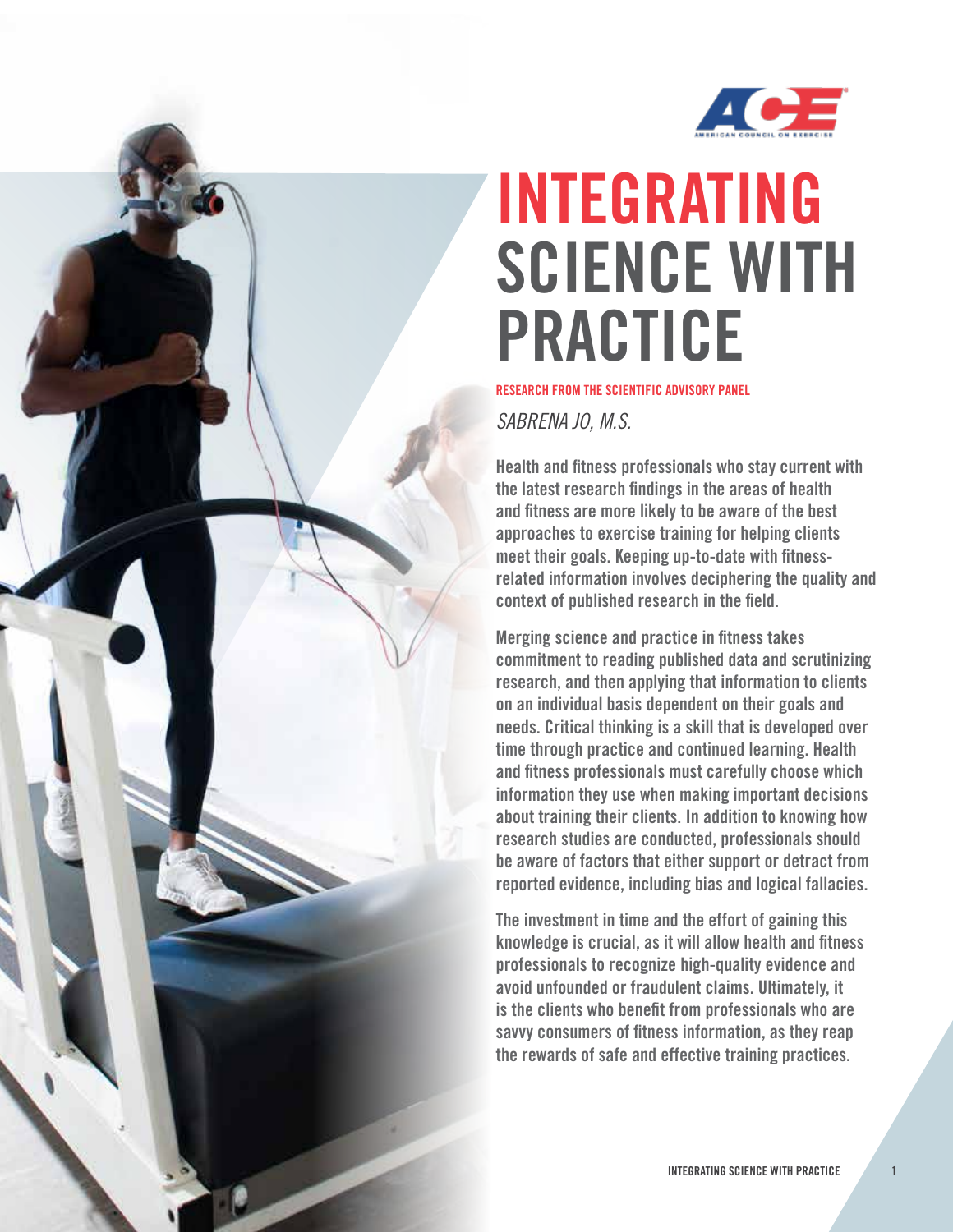# INTEGRATING SCIENCE WITH PRACTICE

**RESEARCH FROM THE SCIENTIFIC ADVISORY PANEL**

*SABRENA JO, M.S.*

**Health and fitness professionals who stay current with the latest research findings in the areas of health and fitness are more likely to be aware of the best approaches to exercise training for helping clients meet their goals. Keeping up-to-date with fitness-related information involves deciphering the quality and context of published research in the field.**

**Merging science and practice in fitness takes commitment to reading published data and scrutinizing research, and then applying that information to clients on an individual basis dependent on their goals and needs. Critical thinking is a skill that is developed over time through practice and continued learning. Health and fitness professionals must carefully choose which information they use when making important decisions about training their clients. In addition to knowing how research studies are conducted, professionals should be aware of factors that either support or detract from reported evidence, including bias and logical fallacies.**

**The investment in time and the effort of gaining this knowledge is crucial, as it will allow health and fitness professionals to recognize high-quality evidence and avoid unfounded or fraudulent claims. Ultimately, it is the clients who benefit from professionals who are savvy consumers of fitness information, as they reap the rewards of safe and effective training practices.**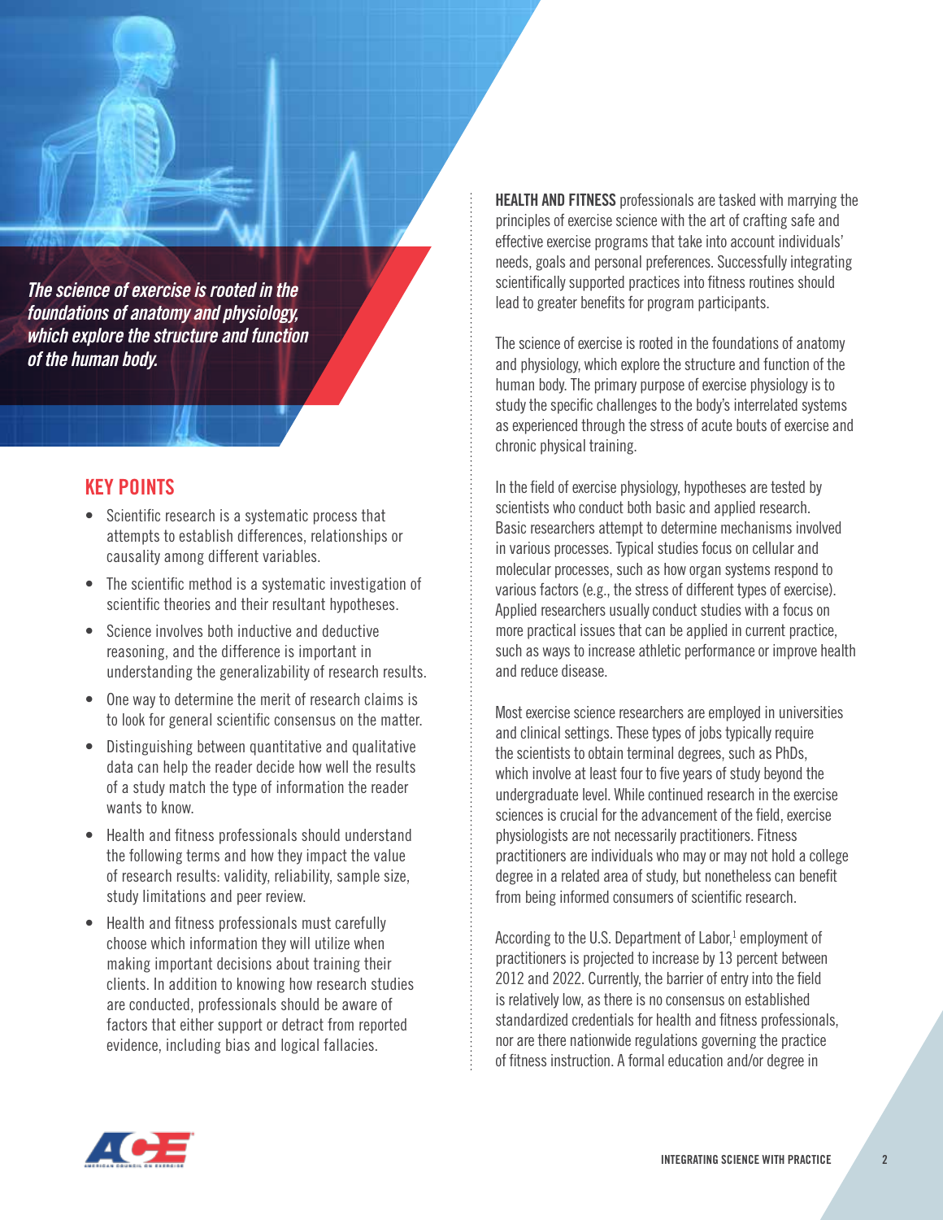*The science of exercise is rooted in the foundations of anatomy and physiology, which explore the structure and function of the human body.*

## KEY POINTS

- Scientific research is a systematic process that attempts to establish differences, relationships or causality among different variables.
- The scientific method is a systematic investigation of scientific theories and their resultant hypotheses.
- Science involves both inductive and deductive reasoning, and the difference is important in understanding the generalizability of research results.
- One way to determine the merit of research claims is to look for general scientific consensus on the matter.
- Distinguishing between quantitative and qualitative data can help the reader decide how well the results of a study match the type of information the reader wants to know.
- Health and fitness professionals should understand the following terms and how they impact the value of research results: validity, reliability, sample size, study limitations and peer review.
- Health and fitness professionals must carefully choose which information they will utilize when making important decisions about training their clients. In addition to knowing how research studies are conducted, professionals should be aware of factors that either support or detract from reported evidence, including bias and logical fallacies.

**HEALTH AND FITNESS** professionals are tasked with marrying the principles of exercise science with the art of crafting safe and effective exercise programs that take into account individuals' needs, goals and personal preferences. Successfully integrating scientifically supported practices into fitness routines should lead to greater benefits for program participants.

The science of exercise is rooted in the foundations of anatomy and physiology, which explore the structure and function of the human body. The primary purpose of exercise physiology is to study the specific challenges to the body's interrelated systems as experienced through the stress of acute bouts of exercise and chronic physical training.

In the field of exercise physiology, hypotheses are tested by scientists who conduct both basic and applied research. Basic researchers attempt to determine mechanisms involved in various processes. Typical studies focus on cellular and molecular processes, such as how organ systems respond to various factors (e.g., the stress of different types of exercise). Applied researchers usually conduct studies with a focus on more practical issues that can be applied in current practice, such as ways to increase athletic performance or improve health and reduce disease.

Most exercise science researchers are employed in universities and clinical settings. These types of jobs typically require the scientists to obtain terminal degrees, such as PhDs, which involve at least four to five years of study beyond the undergraduate level. While continued research in the exercise sciences is crucial for the advancement of the field, exercise physiologists are not necessarily practitioners. Fitness practitioners are individuals who may or may not hold a college degree in a related area of study, but nonetheless can benefit from being informed consumers of scientific research.

According to the U.S. Department of Labor,[1] employment of practitioners is projected to increase by 13 percent between 2012 and 2022. Currently, the barrier of entry into the field is relatively low, as there is no consensus on established standardized credentials for health and fitness professionals, nor are there nationwide regulations governing the practice of fitness instruction. A formal education and/or degree in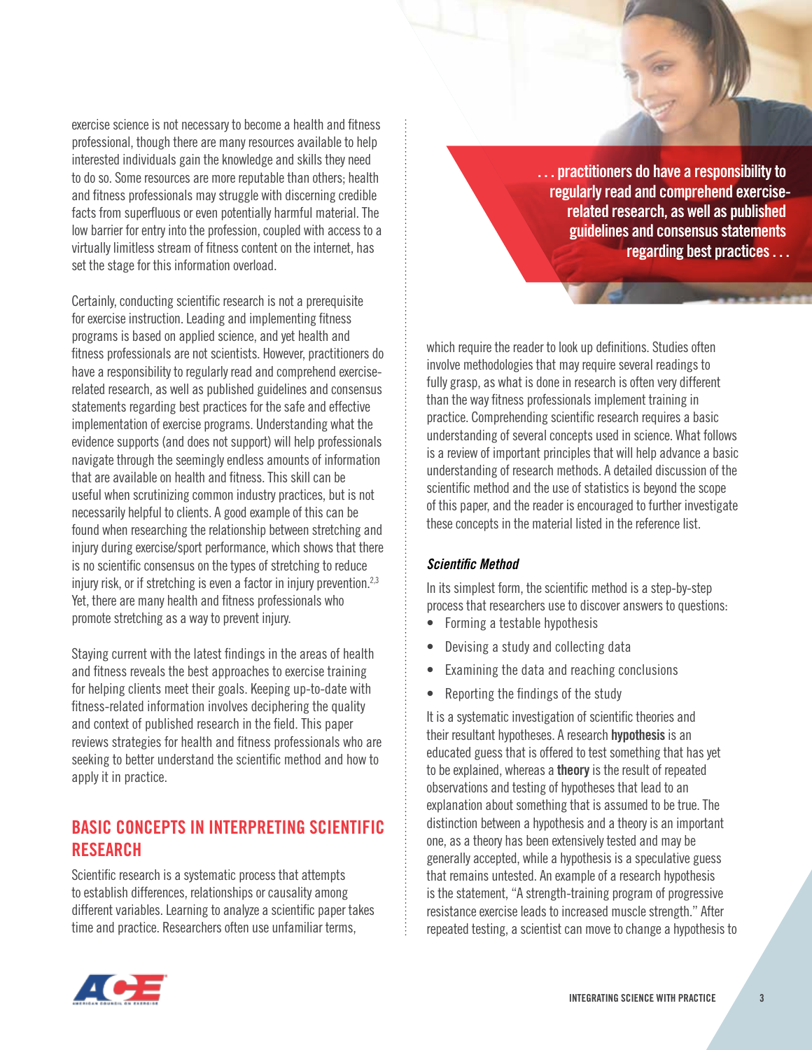exercise science is not necessary to become a health and fitness professional, though there are many resources available to help interested individuals gain the knowledge and skills they need to do so. Some resources are more reputable than others; health and fitness professionals may struggle with discerning credible facts from superfluous or even potentially harmful material. The low barrier for entry into the profession, coupled with access to a virtually limitless stream of fitness content on the internet, has set the stage for this information overload.

Certainly, conducting scientific research is not a prerequisite for exercise instruction. Leading and implementing fitness programs is based on applied science, and yet health and fitness professionals are not scientists. However, practitioners do have a responsibility to regularly read and comprehend exercise-related research, as well as published guidelines and consensus statements regarding best practices for the safe and effective implementation of exercise programs. Understanding what the evidence supports (and does not support) will help professionals navigate through the seemingly endless amounts of information that are available on health and fitness. This skill can be useful when scrutinizing common industry practices, but is not necessarily helpful to clients. A good example of this can be found when researching the relationship between stretching and injury during exercise/sport performance, which shows that there is no scientific consensus on the types of stretching to reduce injury risk, or if stretching is even a factor in injury prevention.[2,3] Yet, there are many health and fitness professionals who promote stretching as a way to prevent injury.

Staying current with the latest findings in the areas of health and fitness reveals the best approaches to exercise training for helping clients meet their goals. Keeping up-to-date with fitness-related information involves deciphering the quality and context of published research in the field. This paper reviews strategies for health and fitness professionals who are seeking to better understand the scientific method and how to apply it in practice.

> **. . . practitioners do have a responsibility to regularly read and comprehend exercise-related research, as well as published guidelines and consensus statements regarding best practices . . .**

## BASIC CONCEPTS IN INTERPRETING SCIENTIFIC RESEARCH

Scientific research is a systematic process that attempts to establish differences, relationships or causality among different variables. Learning to analyze a scientific paper takes time and practice. Researchers often use unfamiliar terms, which require the reader to look up definitions. Studies often involve methodologies that may require several readings to fully grasp, as what is done in research is often very different than the way fitness professionals implement training in practice. Comprehending scientific research requires a basic understanding of several concepts used in science. What follows is a review of important principles that will help advance a basic understanding of research methods. A detailed discussion of the scientific method and the use of statistics is beyond the scope of this paper, and the reader is encouraged to further investigate these concepts in the material listed in the reference list.

### *Scientific Method*

In its simplest form, the scientific method is a step-by-step process that researchers use to discover answers to questions:

- Forming a testable hypothesis
- Devising a study and collecting data
- Examining the data and reaching conclusions
- Reporting the findings of the study

It is a systematic investigation of scientific theories and their resultant hypotheses. A research **hypothesis** is an educated guess that is offered to test something that has yet to be explained, whereas a **theory** is the result of repeated observations and testing of hypotheses that lead to an explanation about something that is assumed to be true. The distinction between a hypothesis and a theory is an important one, as a theory has been extensively tested and may be generally accepted, while a hypothesis is a speculative guess that remains untested. An example of a research hypothesis is the statement, "A strength-training program of progressive resistance exercise leads to increased muscle strength." After repeated testing, a scientist can move to change a hypothesis to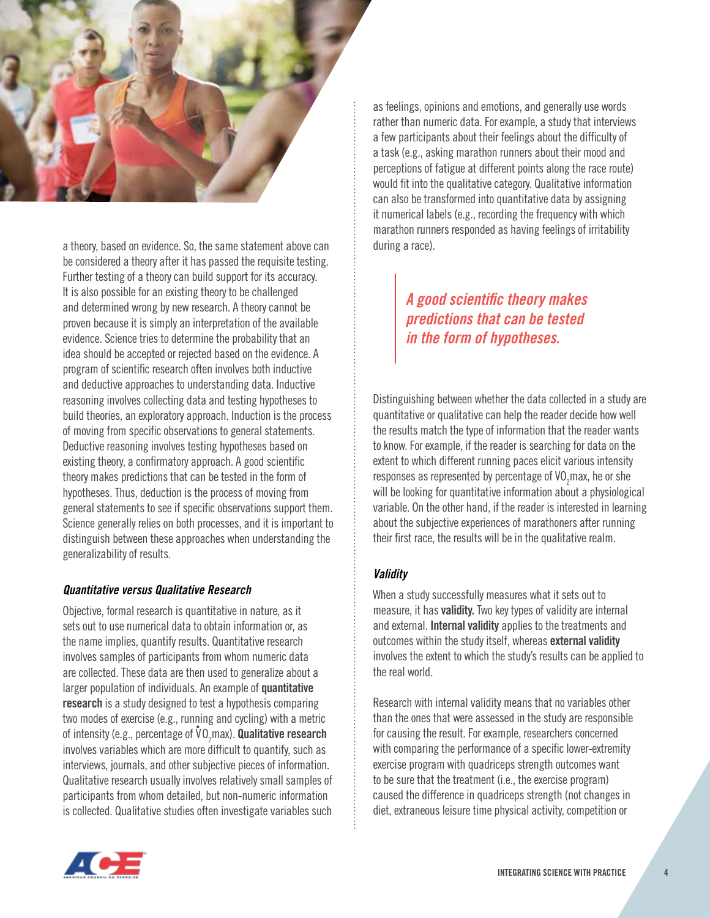a theory, based on evidence. So, the same statement above can be considered a theory after it has passed the requisite testing. Further testing of a theory can build support for its accuracy. It is also possible for an existing theory to be challenged and determined wrong by new research. A theory cannot be proven because it is simply an interpretation of the available evidence. Science tries to determine the probability that an idea should be accepted or rejected based on the evidence. A program of scientific research often involves both inductive and deductive approaches to understanding data. Inductive reasoning involves collecting data and testing hypotheses to build theories, an exploratory approach. Induction is the process of moving from specific observations to general statements. Deductive reasoning involves testing hypotheses based on existing theory, a confirmatory approach. A good scientific theory makes predictions that can be tested in the form of hypotheses. Thus, deduction is the process of moving from general statements to see if specific observations support them. Science generally relies on both processes, and it is important to distinguish between these approaches when understanding the generalizability of results.

### *Quantitative versus Qualitative Research*

Objective, formal research is quantitative in nature, as it sets out to use numerical data to obtain information or, as the name implies, quantify results. Quantitative research involves samples of participants from whom numeric data are collected. These data are then used to generalize about a larger population of individuals. An example of **quantitative research** is a study designed to test a hypothesis comparing two modes of exercise (e.g., running and cycling) with a metric of intensity (e.g., percentage of $\dot{V}O_2$max). **Qualitative research** involves variables which are more difficult to quantify, such as interviews, journals, and other subjective pieces of information. Qualitative research usually involves relatively small samples of participants from whom detailed, but non-numeric information is collected. Qualitative studies often investigate variables such as feelings, opinions and emotions, and generally use words rather than numeric data. For example, a study that interviews a few participants about their feelings about the difficulty of a task (e.g., asking marathon runners about their mood and perceptions of fatigue at different points along the race route) would fit into the qualitative category. Qualitative information can also be transformed into quantitative data by assigning it numerical labels (e.g., recording the frequency with which marathon runners responded as having feelings of irritability during a race).

> *A good scientific theory makes predictions that can be tested in the form of hypotheses.*

Distinguishing between whether the data collected in a study are quantitative or qualitative can help the reader decide how well the results match the type of information that the reader wants to know. For example, if the reader is searching for data on the extent to which different running paces elicit various intensity responses as represented by percentage of $VO_2$max, he or she will be looking for quantitative information about a physiological variable. On the other hand, if the reader is interested in learning about the subjective experiences of marathoners after running their first race, the results will be in the qualitative realm.

### *Validity*

When a study successfully measures what it sets out to measure, it has **validity.** Two key types of validity are internal and external. **Internal validity** applies to the treatments and outcomes within the study itself, whereas **external validity** involves the extent to which the study's results can be applied to the real world.

Research with internal validity means that no variables other than the ones that were assessed in the study are responsible for causing the result. For example, researchers concerned with comparing the performance of a specific lower-extremity exercise program with quadriceps strength outcomes want to be sure that the treatment (i.e., the exercise program) caused the difference in quadriceps strength (not changes in diet, extraneous leisure time physical activity, competition or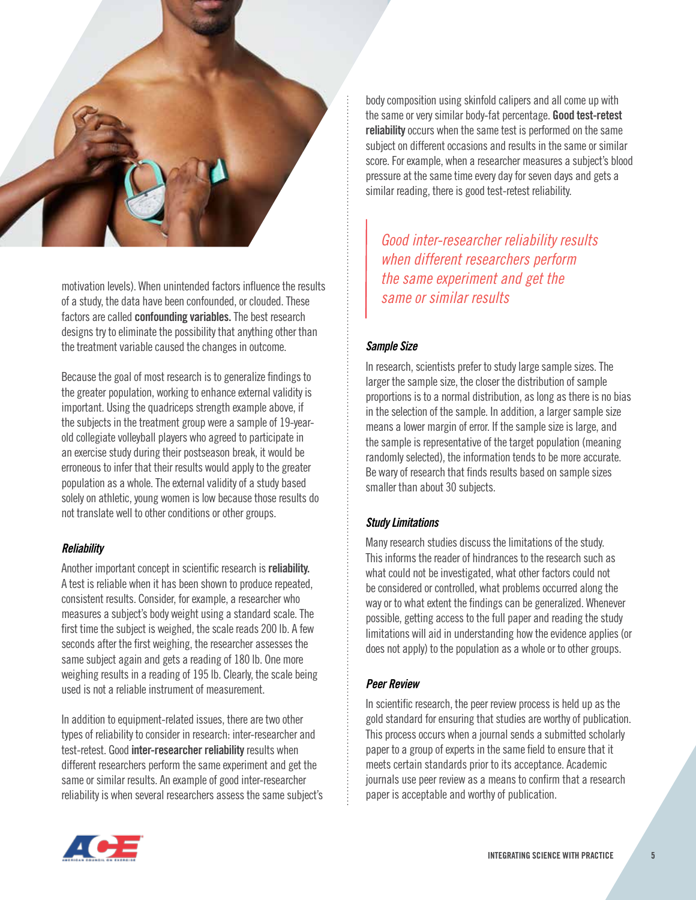motivation levels). When unintended factors influence the results of a study, the data have been confounded, or clouded. These factors are called **confounding variables.** The best research designs try to eliminate the possibility that anything other than the treatment variable caused the changes in outcome.

Because the goal of most research is to generalize findings to the greater population, working to enhance external validity is important. Using the quadriceps strength example above, if the subjects in the treatment group were a sample of 19-year-old collegiate volleyball players who agreed to participate in an exercise study during their postseason break, it would be erroneous to infer that their results would apply to the greater population as a whole. The external validity of a study based solely on athletic, young women is low because those results do not translate well to other conditions or other groups.

### *Reliability*

Another important concept in scientific research is **reliability.** A test is reliable when it has been shown to produce repeated, consistent results. Consider, for example, a researcher who measures a subject's body weight using a standard scale. The first time the subject is weighed, the scale reads 200 lb. A few seconds after the first weighing, the researcher assesses the same subject again and gets a reading of 180 lb. One more weighing results in a reading of 195 lb. Clearly, the scale being used is not a reliable instrument of measurement.

In addition to equipment-related issues, there are two other types of reliability to consider in research: inter-researcher and test-retest. Good **inter-researcher reliability** results when different researchers perform the same experiment and get the same or similar results. An example of good inter-researcher reliability is when several researchers assess the same subject's body composition using skinfold calipers and all come up with the same or very similar body-fat percentage. **Good test-retest reliability** occurs when the same test is performed on the same subject on different occasions and results in the same or similar score. For example, when a researcher measures a subject's blood pressure at the same time every day for seven days and gets a similar reading, there is good test-retest reliability.

> *Good inter-researcher reliability results when different researchers perform the same experiment and get the same or similar results*

### *Sample Size*

In research, scientists prefer to study large sample sizes. The larger the sample size, the closer the distribution of sample proportions is to a normal distribution, as long as there is no bias in the selection of the sample. In addition, a larger sample size means a lower margin of error. If the sample size is large, and the sample is representative of the target population (meaning randomly selected), the information tends to be more accurate. Be wary of research that finds results based on sample sizes smaller than about 30 subjects.

### *Study Limitations*

Many research studies discuss the limitations of the study. This informs the reader of hindrances to the research such as what could not be investigated, what other factors could not be considered or controlled, what problems occurred along the way or to what extent the findings can be generalized. Whenever possible, getting access to the full paper and reading the study limitations will aid in understanding how the evidence applies (or does not apply) to the population as a whole or to other groups.

### *Peer Review*

In scientific research, the peer review process is held up as the gold standard for ensuring that studies are worthy of publication. This process occurs when a journal sends a submitted scholarly paper to a group of experts in the same field to ensure that it meets certain standards prior to its acceptance. Academic journals use peer review as a means to confirm that a research paper is acceptable and worthy of publication.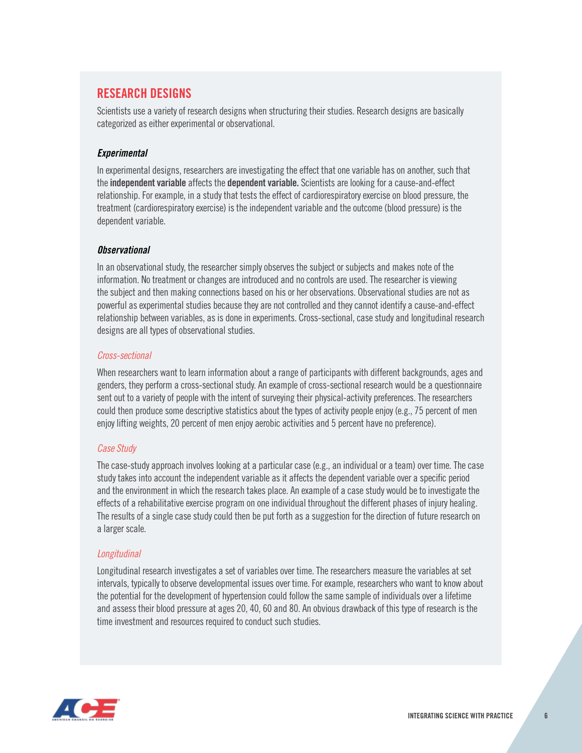## RESEARCH DESIGNS

Scientists use a variety of research designs when structuring their studies. Research designs are basically categorized as either experimental or observational.

### *Experimental*

In experimental designs, researchers are investigating the effect that one variable has on another, such that the **independent variable** affects the **dependent variable.** Scientists are looking for a cause-and-effect relationship. For example, in a study that tests the effect of cardiorespiratory exercise on blood pressure, the treatment (cardiorespiratory exercise) is the independent variable and the outcome (blood pressure) is the dependent variable.

### *Observational*

In an observational study, the researcher simply observes the subject or subjects and makes note of the information. No treatment or changes are introduced and no controls are used. The researcher is viewing the subject and then making connections based on his or her observations. Observational studies are not as powerful as experimental studies because they are not controlled and they cannot identify a cause-and-effect relationship between variables, as is done in experiments. Cross-sectional, case study and longitudinal research designs are all types of observational studies.

#### *Cross-sectional*

When researchers want to learn information about a range of participants with different backgrounds, ages and genders, they perform a cross-sectional study. An example of cross-sectional research would be a questionnaire sent out to a variety of people with the intent of surveying their physical-activity preferences. The researchers could then produce some descriptive statistics about the types of activity people enjoy (e.g., 75 percent of men enjoy lifting weights, 20 percent of men enjoy aerobic activities and 5 percent have no preference).

#### *Case Study*

The case-study approach involves looking at a particular case (e.g., an individual or a team) over time. The case study takes into account the independent variable as it affects the dependent variable over a specific period and the environment in which the research takes place. An example of a case study would be to investigate the effects of a rehabilitative exercise program on one individual throughout the different phases of injury healing. The results of a single case study could then be put forth as a suggestion for the direction of future research on a larger scale.

#### *Longitudinal*

Longitudinal research investigates a set of variables over time. The researchers measure the variables at set intervals, typically to observe developmental issues over time. For example, researchers who want to know about the potential for the development of hypertension could follow the same sample of individuals over a lifetime and assess their blood pressure at ages 20, 40, 60 and 80. An obvious drawback of this type of research is the time investment and resources required to conduct such studies.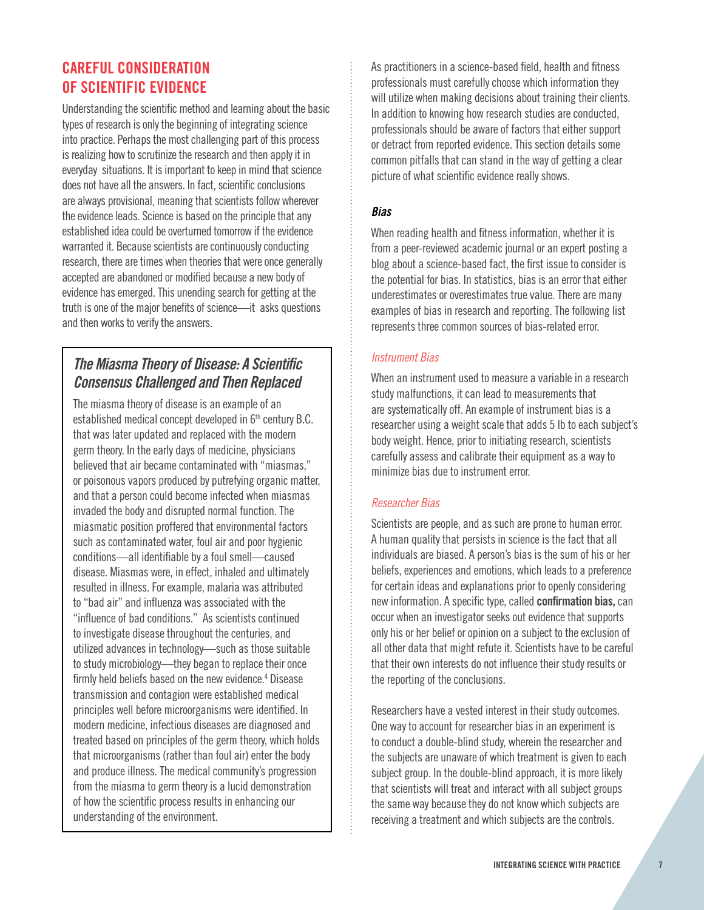## CAREFUL CONSIDERATION OF SCIENTIFIC EVIDENCE

Understanding the scientific method and learning about the basic types of research is only the beginning of integrating science into practice. Perhaps the most challenging part of this process is realizing how to scrutinize the research and then apply it in everyday situations. It is important to keep in mind that science does not have all the answers. In fact, scientific conclusions are always provisional, meaning that scientists follow wherever the evidence leads. Science is based on the principle that any established idea could be overturned tomorrow if the evidence warranted it. Because scientists are continuously conducting research, there are times when theories that were once generally accepted are abandoned or modified because a new body of evidence has emerged. This unending search for getting at the truth is one of the major benefits of science—it asks questions and then works to verify the answers.

### *The Miasma Theory of Disease: A Scientific Consensus Challenged and Then Replaced*

The miasma theory of disease is an example of an established medical concept developed in 6th century B.C. that was later updated and replaced with the modern germ theory. In the early days of medicine, physicians believed that air became contaminated with "miasmas," or poisonous vapors produced by putrefying organic matter, and that a person could become infected when miasmas invaded the body and disrupted normal function. The miasmatic position proffered that environmental factors such as contaminated water, foul air and poor hygienic conditions—all identifiable by a foul smell—caused disease. Miasmas were, in effect, inhaled and ultimately resulted in illness. For example, malaria was attributed to "bad air" and influenza was associated with the "influence of bad conditions." As scientists continued to investigate disease throughout the centuries, and utilized advances in technology—such as those suitable to study microbiology—they began to replace their once firmly held beliefs based on the new evidence.[4] Disease transmission and contagion were established medical principles well before microorganisms were identified. In modern medicine, infectious diseases are diagnosed and treated based on principles of the germ theory, which holds that microorganisms (rather than foul air) enter the body and produce illness. The medical community's progression from the miasma to germ theory is a lucid demonstration of how the scientific process results in enhancing our understanding of the environment.

As practitioners in a science-based field, health and fitness professionals must carefully choose which information they will utilize when making decisions about training their clients. In addition to knowing how research studies are conducted, professionals should be aware of factors that either support or detract from reported evidence. This section details some common pitfalls that can stand in the way of getting a clear picture of what scientific evidence really shows.

### *Bias*

When reading health and fitness information, whether it is from a peer-reviewed academic journal or an expert posting a blog about a science-based fact, the first issue to consider is the potential for bias. In statistics, bias is an error that either underestimates or overestimates true value. There are many examples of bias in research and reporting. The following list represents three common sources of bias-related error.

#### *Instrument Bias*

When an instrument used to measure a variable in a research study malfunctions, it can lead to measurements that are systematically off. An example of instrument bias is a researcher using a weight scale that adds 5 lb to each subject's body weight. Hence, prior to initiating research, scientists carefully assess and calibrate their equipment as a way to minimize bias due to instrument error.

#### *Researcher Bias*

Scientists are people, and as such are prone to human error. A human quality that persists in science is the fact that all individuals are biased. A person's bias is the sum of his or her beliefs, experiences and emotions, which leads to a preference for certain ideas and explanations prior to openly considering new information. A specific type, called **confirmation bias,** can occur when an investigator seeks out evidence that supports only his or her belief or opinion on a subject to the exclusion of all other data that might refute it. Scientists have to be careful that their own interests do not influence their study results or the reporting of the conclusions.

Researchers have a vested interest in their study outcomes. One way to account for researcher bias in an experiment is to conduct a double-blind study, wherein the researcher and the subjects are unaware of which treatment is given to each subject group. In the double-blind approach, it is more likely that scientists will treat and interact with all subject groups the same way because they do not know which subjects are receiving a treatment and which subjects are the controls.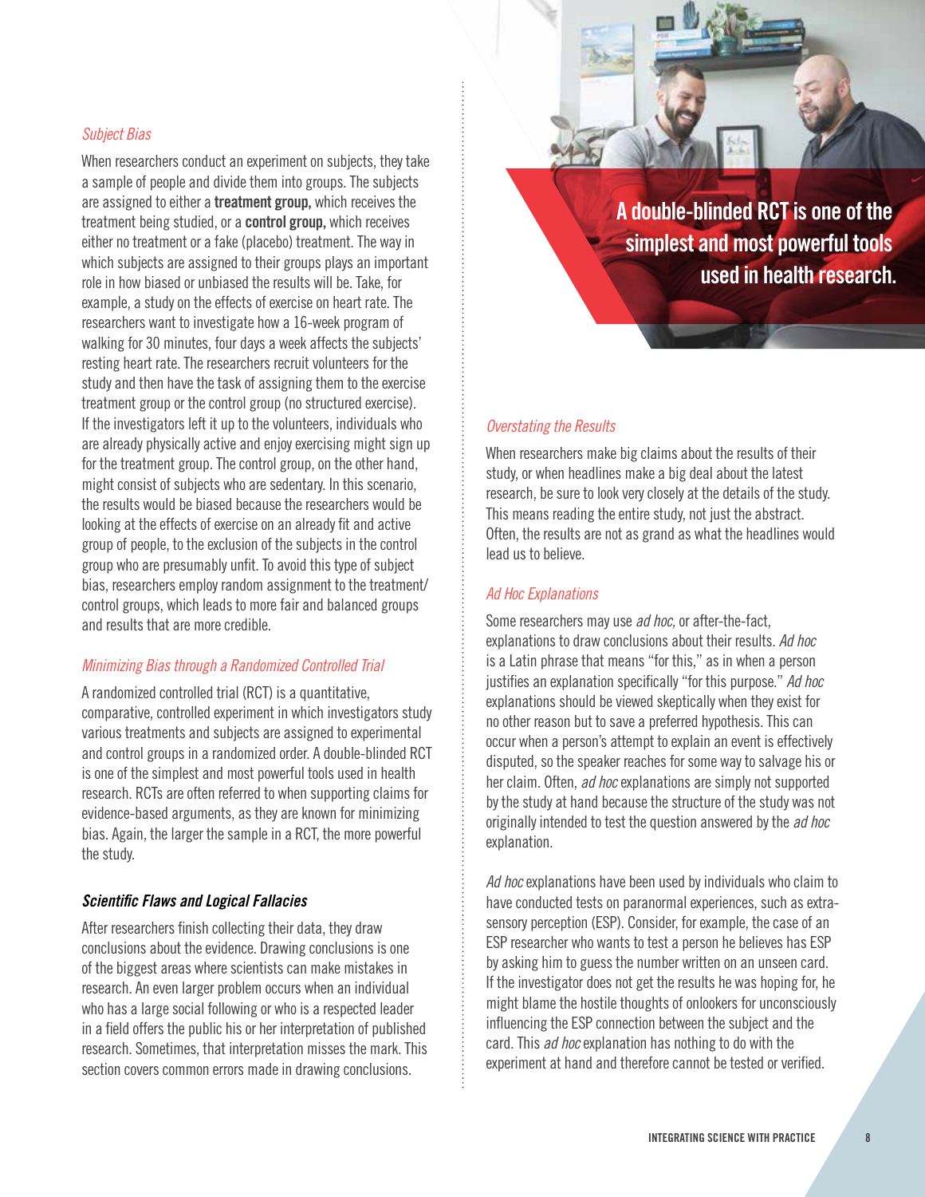### *Subject Bias*

When researchers conduct an experiment on subjects, they take a sample of people and divide them into groups. The subjects are assigned to either a **treatment group,** which receives the treatment being studied, or a **control group,** which receives either no treatment or a fake (placebo) treatment. The way in which subjects are assigned to their groups plays an important role in how biased or unbiased the results will be. Take, for example, a study on the effects of exercise on heart rate. The researchers want to investigate how a 16-week program of walking for 30 minutes, four days a week affects the subjects' resting heart rate. The researchers recruit volunteers for the study and then have the task of assigning them to the exercise treatment group or the control group (no structured exercise). If the investigators left it up to the volunteers, individuals who are already physically active and enjoy exercising might sign up for the treatment group. The control group, on the other hand, might consist of subjects who are sedentary. In this scenario, the results would be biased because the researchers would be looking at the effects of exercise on an already fit and active group of people, to the exclusion of the subjects in the control group who are presumably unfit. To avoid this type of subject bias, researchers employ random assignment to the treatment/control groups, which leads to more fair and balanced groups and results that are more credible.

### *Minimizing Bias through a Randomized Controlled Trial*

A randomized controlled trial (RCT) is a quantitative, comparative, controlled experiment in which investigators study various treatments and subjects are assigned to experimental and control groups in a randomized order. A double-blinded RCT is one of the simplest and most powerful tools used in health research. RCTs are often referred to when supporting claims for evidence-based arguments, as they are known for minimizing bias. Again, the larger the sample in a RCT, the more powerful the study.

## ***Scientific Flaws and Logical Fallacies***

After researchers finish collecting their data, they draw conclusions about the evidence. Drawing conclusions is one of the biggest areas where scientists can make mistakes in research. An even larger problem occurs when an individual who has a large social following or who is a respected leader in a field offers the public his or her interpretation of published research. Sometimes, that interpretation misses the mark. This section covers common errors made in drawing conclusions.

**A double-blinded RCT is one of the simplest and most powerful tools used in health research.**

### *Overstating the Results*

When researchers make big claims about the results of their study, or when headlines make a big deal about the latest research, be sure to look very closely at the details of the study. This means reading the entire study, not just the abstract. Often, the results are not as grand as what the headlines would lead us to believe.

### *Ad Hoc Explanations*

Some researchers may use *ad hoc,* or after-the-fact, explanations to draw conclusions about their results. *Ad hoc* is a Latin phrase that means "for this," as in when a person justifies an explanation specifically "for this purpose." *Ad hoc* explanations should be viewed skeptically when they exist for no other reason but to save a preferred hypothesis. This can occur when a person's attempt to explain an event is effectively disputed, so the speaker reaches for some way to salvage his or her claim. Often, *ad hoc* explanations are simply not supported by the study at hand because the structure of the study was not originally intended to test the question answered by the *ad hoc* explanation.

*Ad hoc* explanations have been used by individuals who claim to have conducted tests on paranormal experiences, such as extra-sensory perception (ESP). Consider, for example, the case of an ESP researcher who wants to test a person he believes has ESP by asking him to guess the number written on an unseen card. If the investigator does not get the results he was hoping for, he might blame the hostile thoughts of onlookers for unconsciously influencing the ESP connection between the subject and the card. This *ad hoc* explanation has nothing to do with the experiment at hand and therefore cannot be tested or verified.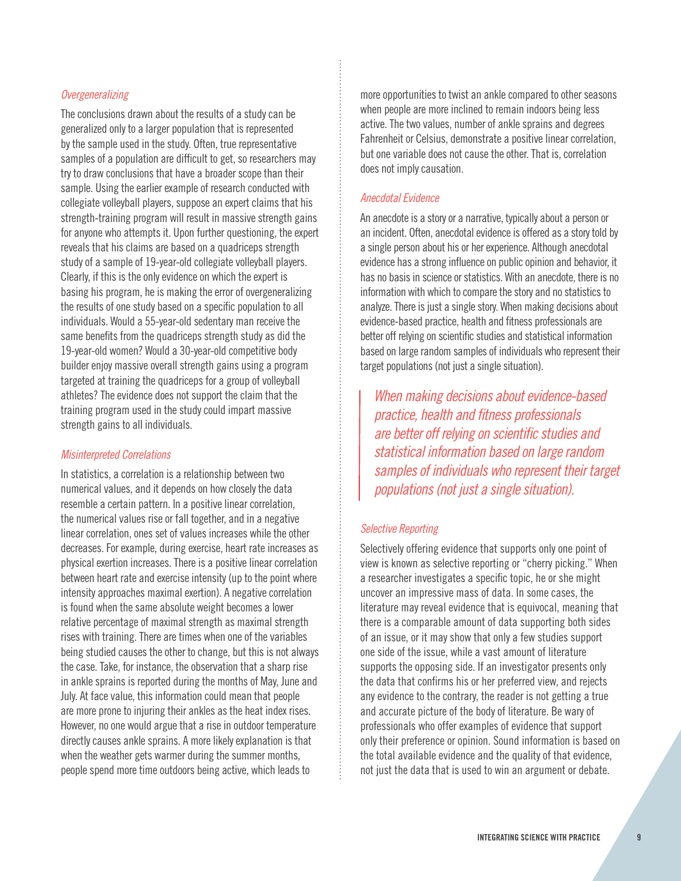### *Overgeneralizing*

The conclusions drawn about the results of a study can be generalized only to a larger population that is represented by the sample used in the study. Often, true representative samples of a population are difficult to get, so researchers may try to draw conclusions that have a broader scope than their sample. Using the earlier example of research conducted with collegiate volleyball players, suppose an expert claims that his strength-training program will result in massive strength gains for anyone who attempts it. Upon further questioning, the expert reveals that his claims are based on a quadriceps strength study of a sample of 19-year-old collegiate volleyball players. Clearly, if this is the only evidence on which the expert is basing his program, he is making the error of overgeneralizing the results of one study based on a specific population to all individuals. Would a 55-year-old sedentary man receive the same benefits from the quadriceps strength study as did the 19-year-old women? Would a 30-year-old competitive body builder enjoy massive overall strength gains using a program targeted at training the quadriceps for a group of volleyball athletes? The evidence does not support the claim that the training program used in the study could impart massive strength gains to all individuals.

### *Misinterpreted Correlations*

In statistics, a correlation is a relationship between two numerical values, and it depends on how closely the data resemble a certain pattern. In a positive linear correlation, the numerical values rise or fall together, and in a negative linear correlation, ones set of values increases while the other decreases. For example, during exercise, heart rate increases as physical exertion increases. There is a positive linear correlation between heart rate and exercise intensity (up to the point where intensity approaches maximal exertion). A negative correlation is found when the same absolute weight becomes a lower relative percentage of maximal strength as maximal strength rises with training. There are times when one of the variables being studied causes the other to change, but this is not always the case. Take, for instance, the observation that a sharp rise in ankle sprains is reported during the months of May, June and July. At face value, this information could mean that people are more prone to injuring their ankles as the heat index rises. However, no one would argue that a rise in outdoor temperature directly causes ankle sprains. A more likely explanation is that when the weather gets warmer during the summer months, people spend more time outdoors being active, which leads to more opportunities to twist an ankle compared to other seasons when people are more inclined to remain indoors being less active. The two values, number of ankle sprains and degrees Fahrenheit or Celsius, demonstrate a positive linear correlation, but one variable does not cause the other. That is, correlation does not imply causation.

### *Anecdotal Evidence*

An anecdote is a story or a narrative, typically about a person or an incident. Often, anecdotal evidence is offered as a story told by a single person about his or her experience. Although anecdotal evidence has a strong influence on public opinion and behavior, it has no basis in science or statistics. With an anecdote, there is no information with which to compare the story and no statistics to analyze. There is just a single story. When making decisions about evidence-based practice, health and fitness professionals are better off relying on scientific studies and statistical information based on large random samples of individuals who represent their target populations (not just a single situation).

> *When making decisions about evidence-based practice, health and fitness professionals are better off relying on scientific studies and statistical information based on large random samples of individuals who represent their target populations (not just a single situation).*

### *Selective Reporting*

Selectively offering evidence that supports only one point of view is known as selective reporting or "cherry picking." When a researcher investigates a specific topic, he or she might uncover an impressive mass of data. In some cases, the literature may reveal evidence that is equivocal, meaning that there is a comparable amount of data supporting both sides of an issue, or it may show that only a few studies support one side of the issue, while a vast amount of literature supports the opposing side. If an investigator presents only the data that confirms his or her preferred view, and rejects any evidence to the contrary, the reader is not getting a true and accurate picture of the body of literature. Be wary of professionals who offer examples of evidence that support only their preference or opinion. Sound information is based on the total available evidence and the quality of that evidence, not just the data that is used to win an argument or debate.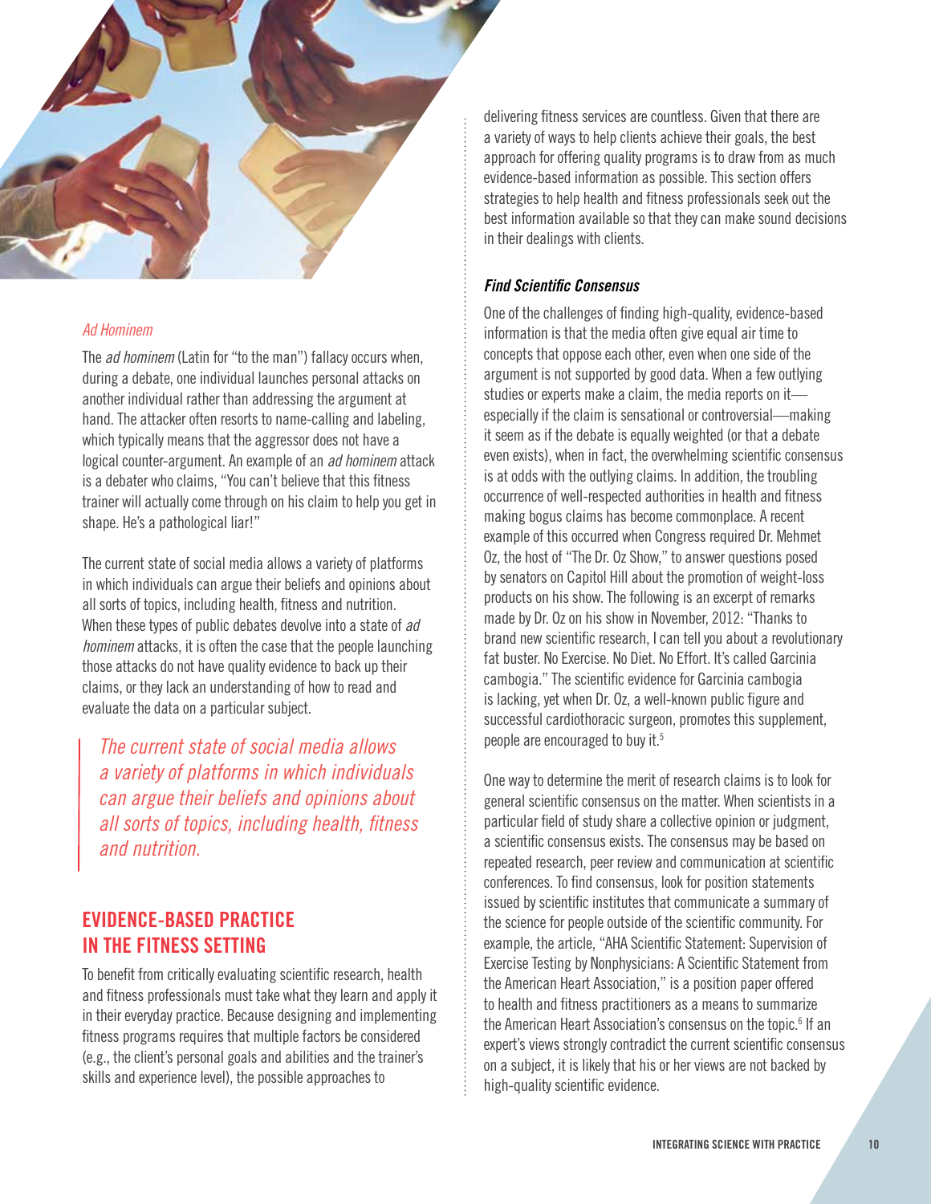### *Ad Hominem*

The *ad hominem* (Latin for "to the man") fallacy occurs when, during a debate, one individual launches personal attacks on another individual rather than addressing the argument at hand. The attacker often resorts to name-calling and labeling, which typically means that the aggressor does not have a logical counter-argument. An example of an *ad hominem* attack is a debater who claims, "You can't believe that this fitness trainer will actually come through on his claim to help you get in shape. He's a pathological liar!"

The current state of social media allows a variety of platforms in which individuals can argue their beliefs and opinions about all sorts of topics, including health, fitness and nutrition. When these types of public debates devolve into a state of *ad hominem* attacks, it is often the case that the people launching those attacks do not have quality evidence to back up their claims, or they lack an understanding of how to read and evaluate the data on a particular subject.

> *The current state of social media allows a variety of platforms in which individuals can argue their beliefs and opinions about all sorts of topics, including health, fitness and nutrition.*

## EVIDENCE-BASED PRACTICE IN THE FITNESS SETTING

To benefit from critically evaluating scientific research, health and fitness professionals must take what they learn and apply it in their everyday practice. Because designing and implementing fitness programs requires that multiple factors be considered (e.g., the client's personal goals and abilities and the trainer's skills and experience level), the possible approaches to delivering fitness services are countless. Given that there are a variety of ways to help clients achieve their goals, the best approach for offering quality programs is to draw from as much evidence-based information as possible. This section offers strategies to help health and fitness professionals seek out the best information available so that they can make sound decisions in their dealings with clients.

### *Find Scientific Consensus*

One of the challenges of finding high-quality, evidence-based information is that the media often give equal air time to concepts that oppose each other, even when one side of the argument is not supported by good data. When a few outlying studies or experts make a claim, the media reports on it—especially if the claim is sensational or controversial—making it seem as if the debate is equally weighted (or that a debate even exists), when in fact, the overwhelming scientific consensus is at odds with the outlying claims. In addition, the troubling occurrence of well-respected authorities in health and fitness making bogus claims has become commonplace. A recent example of this occurred when Congress required Dr. Mehmet Oz, the host of "The Dr. Oz Show," to answer questions posed by senators on Capitol Hill about the promotion of weight-loss products on his show. The following is an excerpt of remarks made by Dr. Oz on his show in November, 2012: "Thanks to brand new scientific research, I can tell you about a revolutionary fat buster. No Exercise. No Diet. No Effort. It's called Garcinia cambogia." The scientific evidence for Garcinia cambogia is lacking, yet when Dr. Oz, a well-known public figure and successful cardiothoracic surgeon, promotes this supplement, people are encouraged to buy it.[5]

One way to determine the merit of research claims is to look for general scientific consensus on the matter. When scientists in a particular field of study share a collective opinion or judgment, a scientific consensus exists. The consensus may be based on repeated research, peer review and communication at scientific conferences. To find consensus, look for position statements issued by scientific institutes that communicate a summary of the science for people outside of the scientific community. For example, the article, "AHA Scientific Statement: Supervision of Exercise Testing by Nonphysicians: A Scientific Statement from the American Heart Association," is a position paper offered to health and fitness practitioners as a means to summarize the American Heart Association's consensus on the topic.[6] If an expert's views strongly contradict the current scientific consensus on a subject, it is likely that his or her views are not backed by high-quality scientific evidence.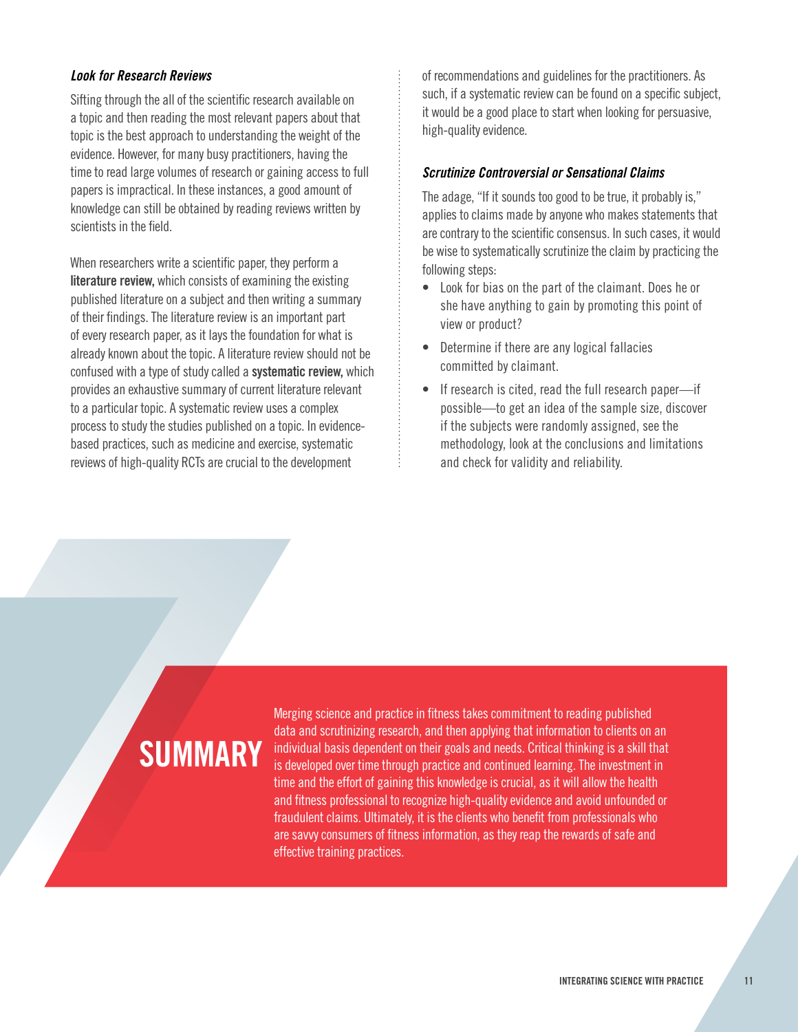### *Look for Research Reviews*

Sifting through the all of the scientific research available on a topic and then reading the most relevant papers about that topic is the best approach to understanding the weight of the evidence. However, for many busy practitioners, having the time to read large volumes of research or gaining access to full papers is impractical. In these instances, a good amount of knowledge can still be obtained by reading reviews written by scientists in the field.

When researchers write a scientific paper, they perform a **literature review,** which consists of examining the existing published literature on a subject and then writing a summary of their findings. The literature review is an important part of every research paper, as it lays the foundation for what is already known about the topic. A literature review should not be confused with a type of study called a **systematic review,** which provides an exhaustive summary of current literature relevant to a particular topic. A systematic review uses a complex process to study the studies published on a topic. In evidence-based practices, such as medicine and exercise, systematic reviews of high-quality RCTs are crucial to the development of recommendations and guidelines for the practitioners. As such, if a systematic review can be found on a specific subject, it would be a good place to start when looking for persuasive, high-quality evidence.

### *Scrutinize Controversial or Sensational Claims*

The adage, "If it sounds too good to be true, it probably is," applies to claims made by anyone who makes statements that are contrary to the scientific consensus. In such cases, it would be wise to systematically scrutinize the claim by practicing the following steps:

- Look for bias on the part of the claimant. Does he or she have anything to gain by promoting this point of view or product?
- Determine if there are any logical fallacies committed by claimant.
- If research is cited, read the full research paper—if possible—to get an idea of the sample size, discover if the subjects were randomly assigned, see the methodology, look at the conclusions and limitations and check for validity and reliability.

## SUMMARY

Merging science and practice in fitness takes commitment to reading published data and scrutinizing research, and then applying that information to clients on an individual basis dependent on their goals and needs. Critical thinking is a skill that is developed over time through practice and continued learning. The investment in time and the effort of gaining this knowledge is crucial, as it will allow the health and fitness professional to recognize high-quality evidence and avoid unfounded or fraudulent claims. Ultimately, it is the clients who benefit from professionals who are savvy consumers of fitness information, as they reap the rewards of safe and effective training practices.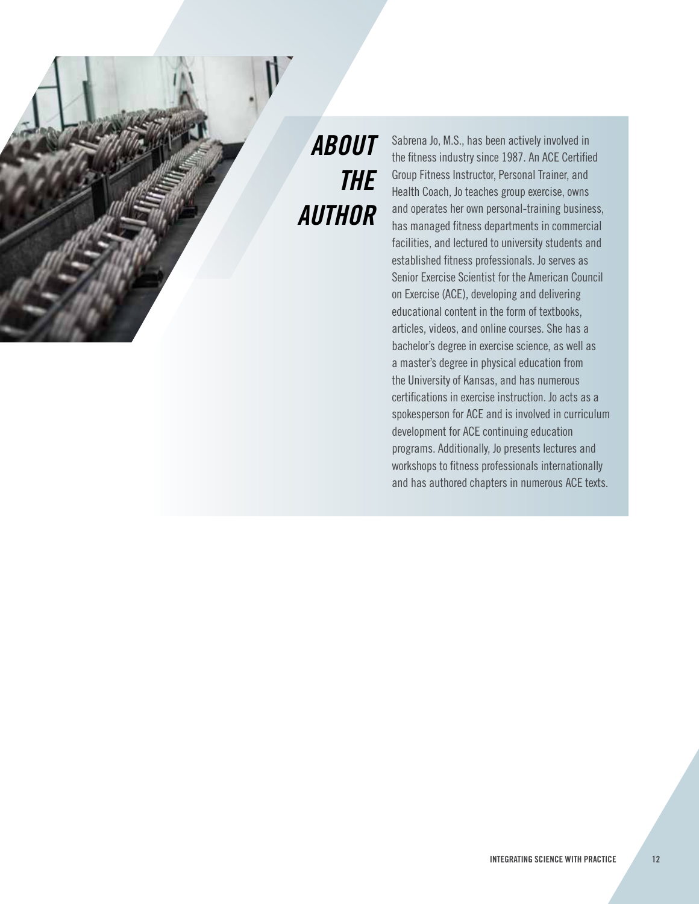# *ABOUT THE AUTHOR*

Sabrena Jo, M.S., has been actively involved in the fitness industry since 1987. An ACE Certified Group Fitness Instructor, Personal Trainer, and Health Coach, Jo teaches group exercise, owns and operates her own personal-training business, has managed fitness departments in commercial facilities, and lectured to university students and established fitness professionals. Jo serves as Senior Exercise Scientist for the American Council on Exercise (ACE), developing and delivering educational content in the form of textbooks, articles, videos, and online courses. She has a bachelor's degree in exercise science, as well as a master's degree in physical education from the University of Kansas, and has numerous certifications in exercise instruction. Jo acts as a spokesperson for ACE and is involved in curriculum development for ACE continuing education programs. Additionally, Jo presents lectures and workshops to fitness professionals internationally and has authored chapters in numerous ACE texts.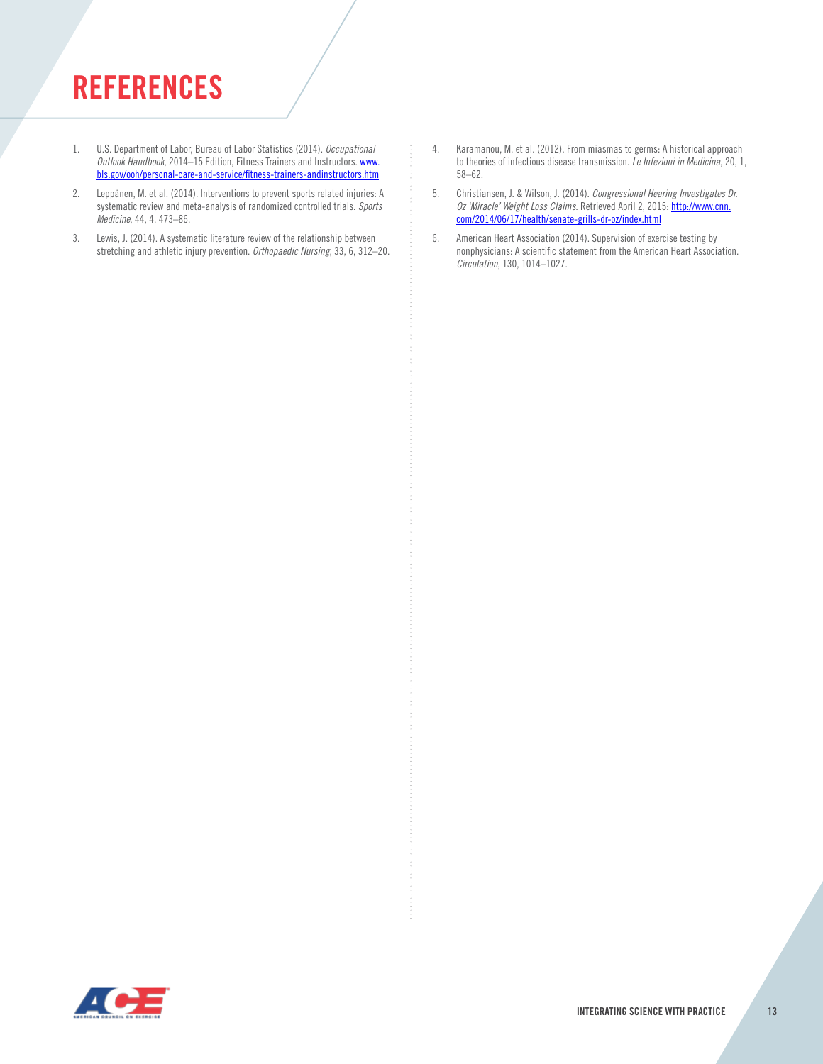# REFERENCES

1. U.S. Department of Labor, Bureau of Labor Statistics (2014). *Occupational Outlook Handbook*, 2014–15 Edition, Fitness Trainers and Instructors. www.bls.gov/ooh/personal-care-and-service/fitness-trainers-andinstructors.htm
2. Leppänen, M. et al. (2014). Interventions to prevent sports related injuries: A systematic review and meta-analysis of randomized controlled trials. *Sports Medicine*, 44, 4, 473–86.
3. Lewis, J. (2014). A systematic literature review of the relationship between stretching and athletic injury prevention. *Orthopaedic Nursing*, 33, 6, 312–20.
4. Karamanou, M. et al. (2012). From miasmas to germs: A historical approach to theories of infectious disease transmission. *Le Infezioni in Medicina*, 20, 1, 58–62.
5. Christiansen, J. & Wilson, J. (2014). *Congressional Hearing Investigates Dr. Oz 'Miracle' Weight Loss Claims*. Retrieved April 2, 2015: http://www.cnn.com/2014/06/17/health/senate-grills-dr-oz/index.html
6. American Heart Association (2014). Supervision of exercise testing by nonphysicians: A scientific statement from the American Heart Association. *Circulation*, 130, 1014–1027.